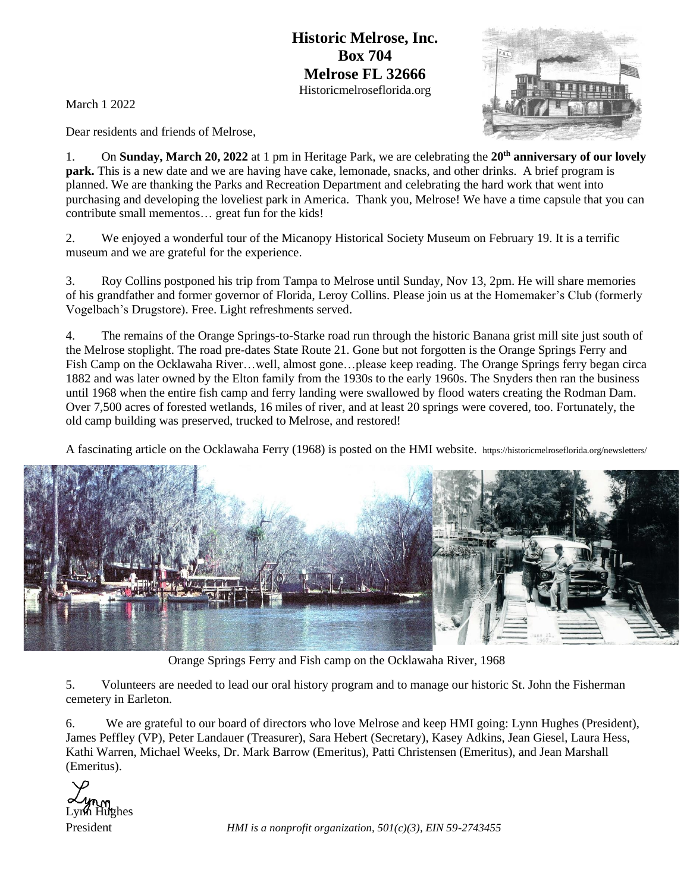**Historic Melrose, Inc.**
**Box 704**
**Melrose FL 32666**
Historicmelroseflorida.org

March 1 2022

Dear residents and friends of Melrose,

1. On **Sunday, March 20, 2022** at 1 pm in Heritage Park, we are celebrating the **20th anniversary of our lovely park.** This is a new date and we are having have cake, lemonade, snacks, and other drinks. A brief program is planned. We are thanking the Parks and Recreation Department and celebrating the hard work that went into purchasing and developing the loveliest park in America. Thank you, Melrose! We have a time capsule that you can contribute small mementos… great fun for the kids!

2. We enjoyed a wonderful tour of the Micanopy Historical Society Museum on February 19. It is a terrific museum and we are grateful for the experience.

3. Roy Collins postponed his trip from Tampa to Melrose until Sunday, Nov 13, 2pm. He will share memories of his grandfather and former governor of Florida, Leroy Collins. Please join us at the Homemaker's Club (formerly Vogelbach's Drugstore). Free. Light refreshments served.

4. The remains of the Orange Springs-to-Starke road run through the historic Banana grist mill site just south of the Melrose stoplight. The road pre-dates State Route 21. Gone but not forgotten is the Orange Springs Ferry and Fish Camp on the Ocklawaha River…well, almost gone…please keep reading. The Orange Springs ferry began circa 1882 and was later owned by the Elton family from the 1930s to the early 1960s. The Snyders then ran the business until 1968 when the entire fish camp and ferry landing were swallowed by flood waters creating the Rodman Dam. Over 7,500 acres of forested wetlands, 16 miles of river, and at least 20 springs were covered, too. Fortunately, the old camp building was preserved, trucked to Melrose, and restored!

A fascinating article on the Ocklawaha Ferry (1968) is posted on the HMI website. https://historicmelroseflorida.org/newsletters/

Orange Springs Ferry and Fish camp on the Ocklawaha River, 1968

5. Volunteers are needed to lead our oral history program and to manage our historic St. John the Fisherman cemetery in Earleton.

6. We are grateful to our board of directors who love Melrose and keep HMI going: Lynn Hughes (President), James Peffley (VP), Peter Landauer (Treasurer), Sara Hebert (Secretary), Kasey Adkins, Jean Giesel, Laura Hess, Kathi Warren, Michael Weeks, Dr. Mark Barrow (Emeritus), Patti Christensen (Emeritus), and Jean Marshall (Emeritus).

Lynn Hughes
President

*HMI is a nonprofit organization, 501(c)(3), EIN 59-2743455*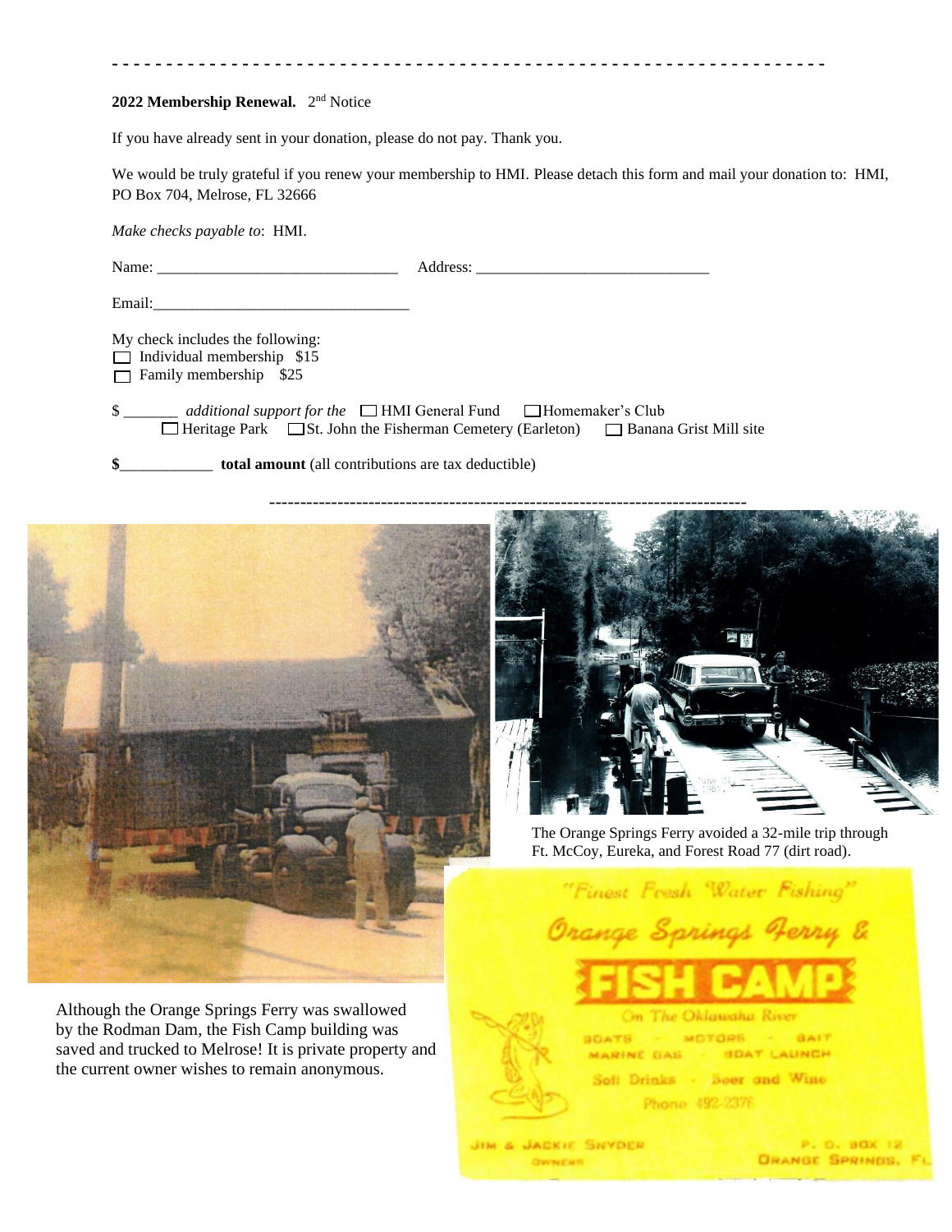**2022 Membership Renewal.** 2nd Notice

If you have already sent in your donation, please do not pay. Thank you.

We would be truly grateful if you renew your membership to HMI. Please detach this form and mail your donation to: HMI, PO Box 704, Melrose, FL 32666

*Make checks payable to*: HMI.

Name: _______________________________ Address: ______________________________

Email:_________________________________

My check includes the following:

- ☐ Individual membership $15
- ☐ Family membership $25

$ _______ *additional support for the* ☐ HMI General Fund ☐ Homemaker's Club ☐ Heritage Park ☐ St. John the Fisherman Cemetery (Earleton) ☐ Banana Grist Mill site

**$**____________ **total amount** (all contributions are tax deductible)

The Orange Springs Ferry avoided a 32-mile trip through Ft. McCoy, Eureka, and Forest Road 77 (dirt road).

Although the Orange Springs Ferry was swallowed by the Rodman Dam, the Fish Camp building was saved and trucked to Melrose! It is private property and the current owner wishes to remain anonymous.

"Finest Fresh Water Fishing"

Orange Springs Ferry &

FISH CAMP

On The Oklawaha River

BOATS - MOTORS - BAIT

MARINE GAS - BOAT LAUNCH

Soft Drinks - Beer and Wine

Phone 492-2378

JIM & JACKIE SNYDER
OWNERS

P. O. BOX 12
ORANGE SPRINGS, FL